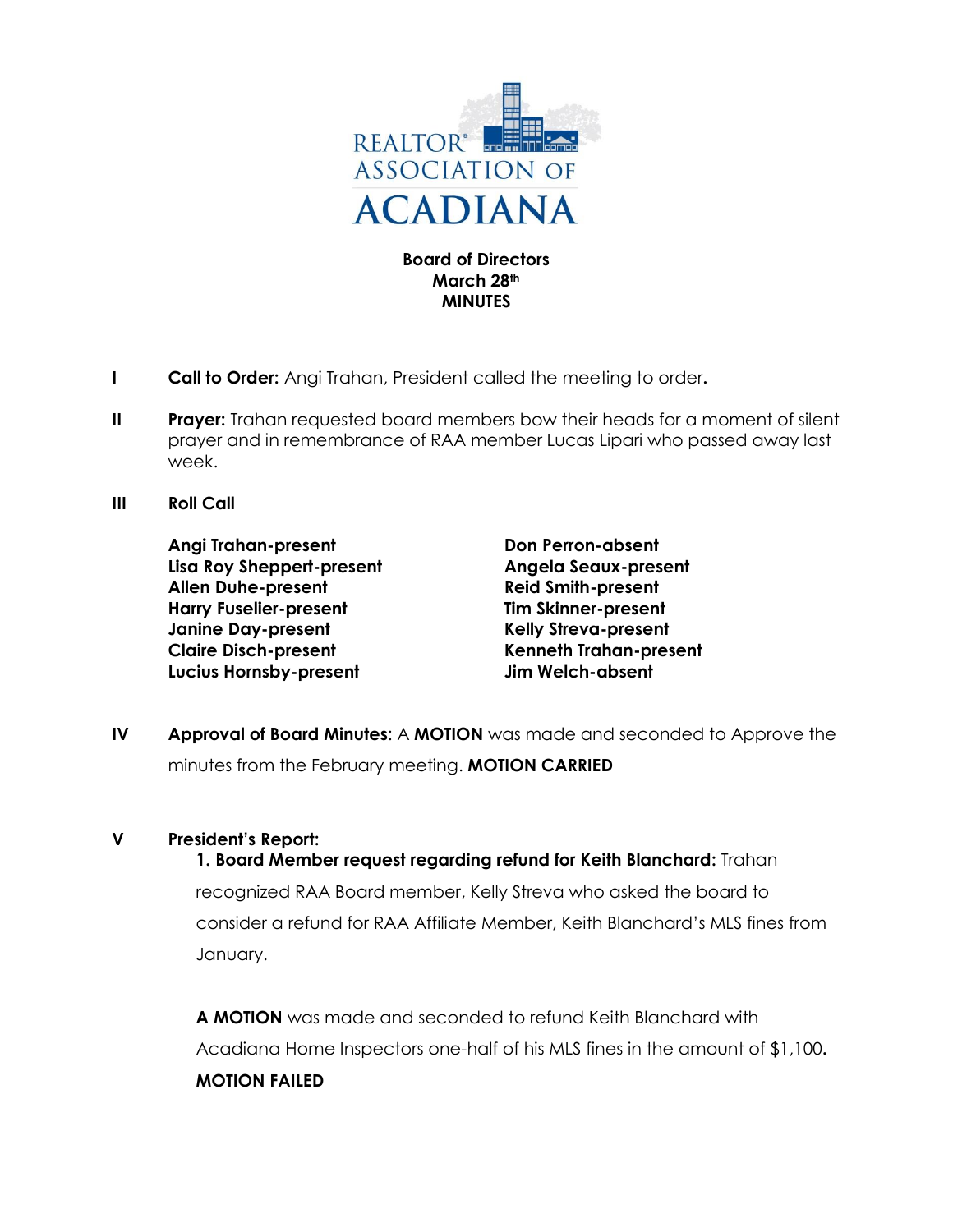REALTOR® ASSOCIATION OF ACADIANA

**Board of Directors**
**March 28th**
**MINUTES**

**I** **Call to Order:** Angi Trahan, President called the meeting to order.

**II** **Prayer:** Trahan requested board members bow their heads for a moment of silent prayer and in remembrance of RAA member Lucas Lipari who passed away last week.

**III** **Roll Call**

**Angi Trahan-present**
**Lisa Roy Sheppert-present**
**Allen Duhe-present**
**Harry Fuselier-present**
**Janine Day-present**
**Claire Disch-present**
**Lucius Hornsby-present**
**Don Perron-absent**
**Angela Seaux-present**
**Reid Smith-present**
**Tim Skinner-present**
**Kelly Streva-present**
**Kenneth Trahan-present**
**Jim Welch-absent**

**IV** **Approval of Board Minutes**: A **MOTION** was made and seconded to Approve the minutes from the February meeting. **MOTION CARRIED**

**V** **President's Report:**

**1. Board Member request regarding refund for Keith Blanchard:** Trahan recognized RAA Board member, Kelly Streva who asked the board to consider a refund for RAA Affiliate Member, Keith Blanchard's MLS fines from January.

**A MOTION** was made and seconded to refund Keith Blanchard with Acadiana Home Inspectors one-half of his MLS fines in the amount of $1,100. **MOTION FAILED**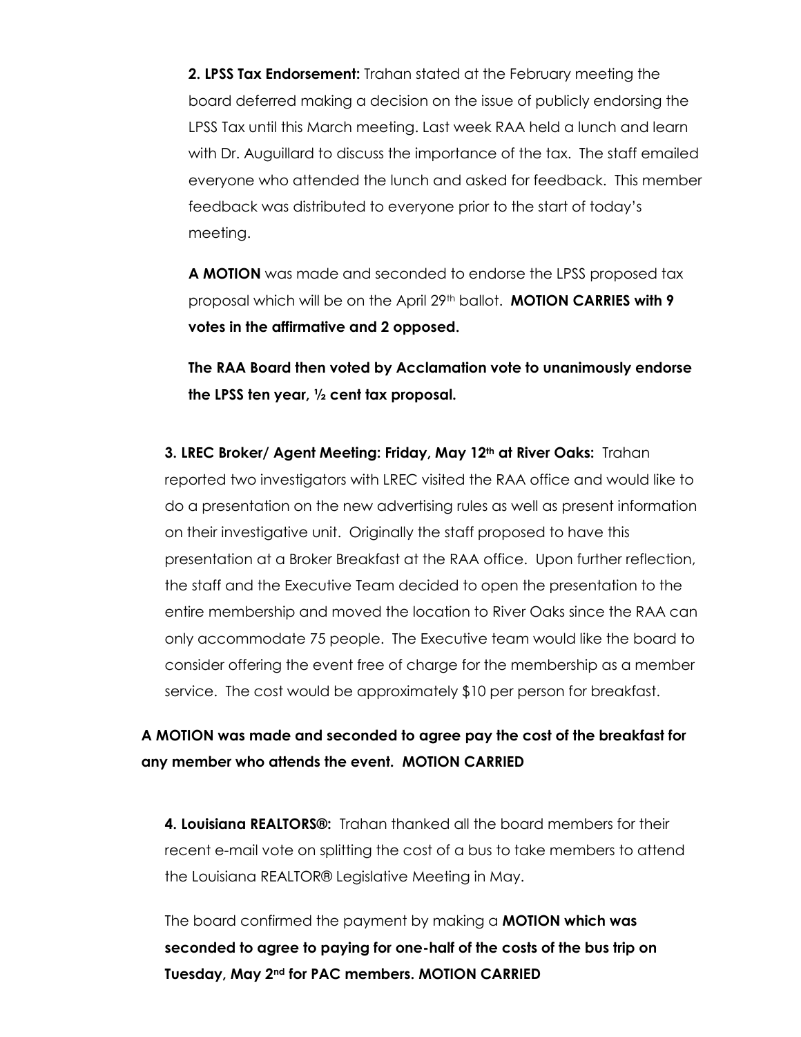**2. LPSS Tax Endorsement:** Trahan stated at the February meeting the board deferred making a decision on the issue of publicly endorsing the LPSS Tax until this March meeting. Last week RAA held a lunch and learn with Dr. Auguillard to discuss the importance of the tax. The staff emailed everyone who attended the lunch and asked for feedback. This member feedback was distributed to everyone prior to the start of today's meeting.

**A MOTION** was made and seconded to endorse the LPSS proposed tax proposal which will be on the April 29th ballot. **MOTION CARRIES with 9 votes in the affirmative and 2 opposed.**

**The RAA Board then voted by Acclamation vote to unanimously endorse the LPSS ten year, ½ cent tax proposal.**

**3. LREC Broker/ Agent Meeting: Friday, May 12th at River Oaks:** Trahan reported two investigators with LREC visited the RAA office and would like to do a presentation on the new advertising rules as well as present information on their investigative unit. Originally the staff proposed to have this presentation at a Broker Breakfast at the RAA office. Upon further reflection, the staff and the Executive Team decided to open the presentation to the entire membership and moved the location to River Oaks since the RAA can only accommodate 75 people. The Executive team would like the board to consider offering the event free of charge for the membership as a member service. The cost would be approximately $10 per person for breakfast.

**A MOTION was made and seconded to agree pay the cost of the breakfast for any member who attends the event. MOTION CARRIED**

**4. Louisiana REALTORS®:** Trahan thanked all the board members for their recent e-mail vote on splitting the cost of a bus to take members to attend the Louisiana REALTOR® Legislative Meeting in May.

The board confirmed the payment by making a **MOTION which was seconded to agree to paying for one-half of the costs of the bus trip on Tuesday, May 2nd for PAC members. MOTION CARRIED**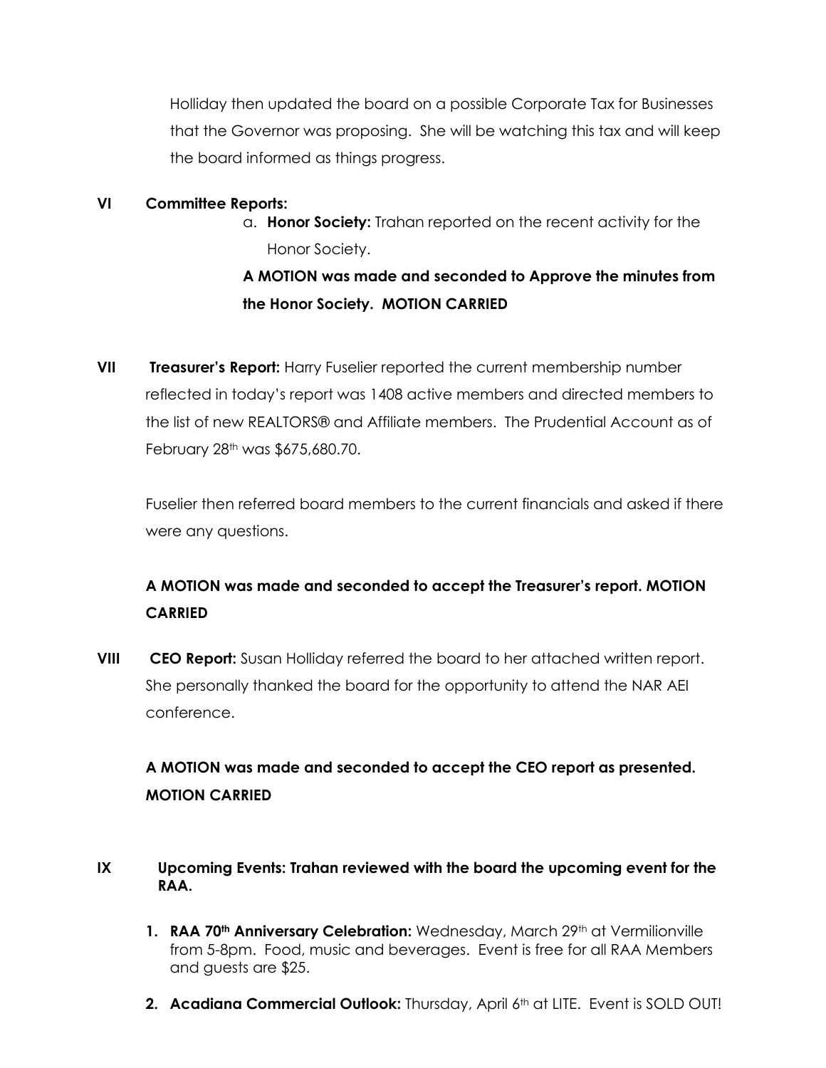Holliday then updated the board on a possible Corporate Tax for Businesses that the Governor was proposing. She will be watching this tax and will keep the board informed as things progress.

**VI Committee Reports:**

a. **Honor Society:** Trahan reported on the recent activity for the Honor Society.

**A MOTION was made and seconded to Approve the minutes from the Honor Society. MOTION CARRIED**

**VII Treasurer's Report:** Harry Fuselier reported the current membership number reflected in today's report was 1408 active members and directed members to the list of new REALTORS® and Affiliate members. The Prudential Account as of February 28th was $675,680.70.

Fuselier then referred board members to the current financials and asked if there were any questions.

**A MOTION was made and seconded to accept the Treasurer's report. MOTION CARRIED**

**VIII CEO Report:** Susan Holliday referred the board to her attached written report. She personally thanked the board for the opportunity to attend the NAR AEI conference.

**A MOTION was made and seconded to accept the CEO report as presented. MOTION CARRIED**

**IX Upcoming Events: Trahan reviewed with the board the upcoming event for the RAA.**

1. **RAA 70th Anniversary Celebration:** Wednesday, March 29th at Vermilionville from 5-8pm. Food, music and beverages. Event is free for all RAA Members and guests are $25.
2. **Acadiana Commercial Outlook:** Thursday, April 6th at LITE. Event is SOLD OUT!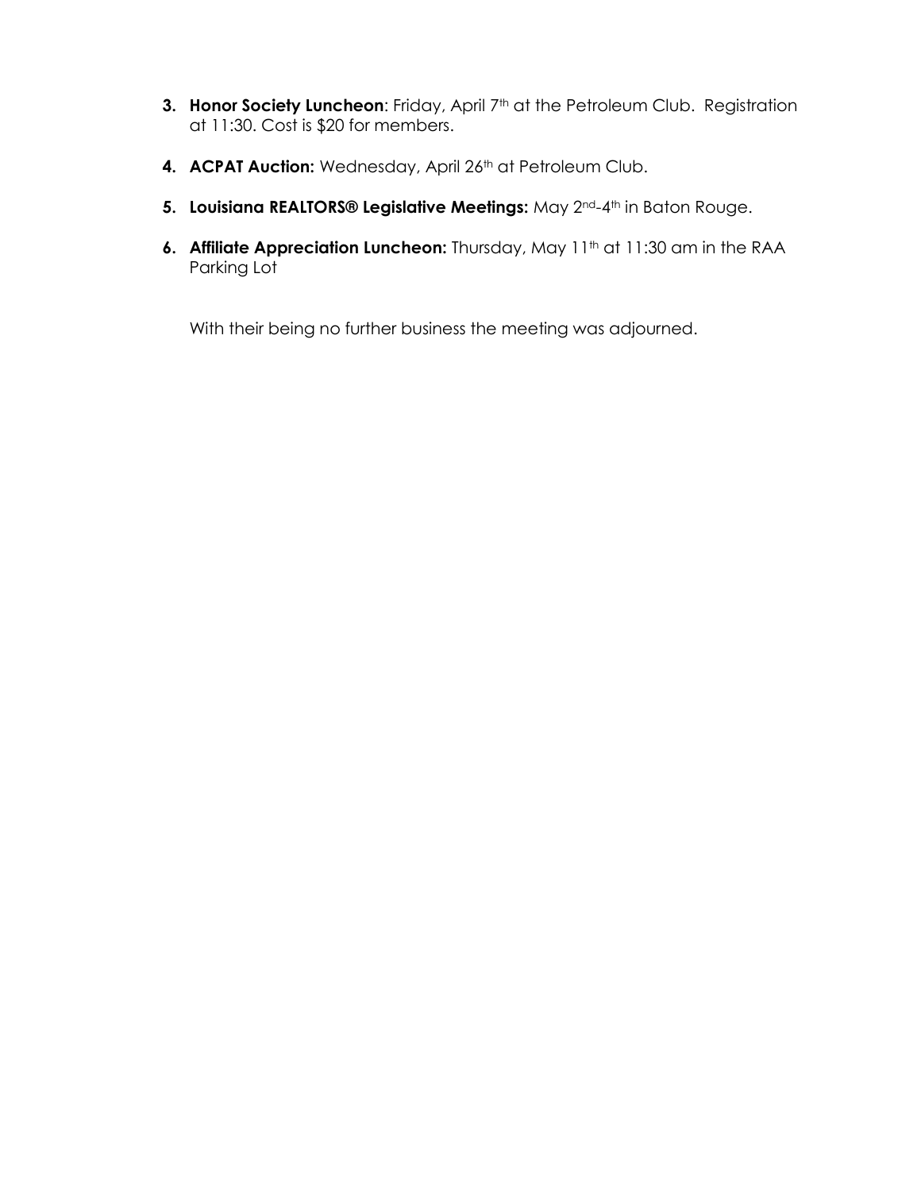3. **Honor Society Luncheon**: Friday, April 7th at the Petroleum Club. Registration at 11:30. Cost is $20 for members.

4. **ACPAT Auction:** Wednesday, April 26th at Petroleum Club.

5. **Louisiana REALTORS® Legislative Meetings:** May 2nd-4th in Baton Rouge.

6. **Affiliate Appreciation Luncheon:** Thursday, May 11th at 11:30 am in the RAA Parking Lot

With their being no further business the meeting was adjourned.